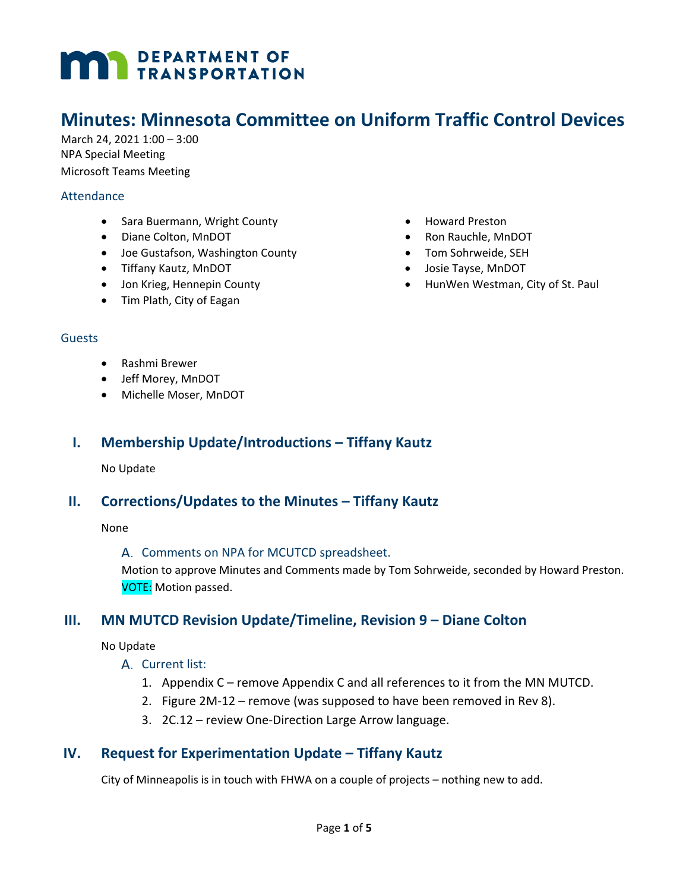DEPARTMENT OF TRANSPORTATION

# Minutes: Minnesota Committee on Uniform Traffic Control Devices

March 24, 2021 1:00 – 3:00
NPA Special Meeting
Microsoft Teams Meeting

### Attendance

- Sara Buermann, Wright County
- Diane Colton, MnDOT
- Joe Gustafson, Washington County
- Tiffany Kautz, MnDOT
- Jon Krieg, Hennepin County
- Tim Plath, City of Eagan
- Howard Preston
- Ron Rauchle, MnDOT
- Tom Sohrweide, SEH
- Josie Tayse, MnDOT
- HunWen Westman, City of St. Paul

### Guests

- Rashmi Brewer
- Jeff Morey, MnDOT
- Michelle Moser, MnDOT

## I. Membership Update/Introductions – Tiffany Kautz

No Update

## II. Corrections/Updates to the Minutes – Tiffany Kautz

None

### A. Comments on NPA for MCUTCD spreadsheet.

Motion to approve Minutes and Comments made by Tom Sohrweide, seconded by Howard Preston.
VOTE: Motion passed.

## III. MN MUTCD Revision Update/Timeline, Revision 9 – Diane Colton

No Update

### A. Current list:

1. Appendix C – remove Appendix C and all references to it from the MN MUTCD.
2. Figure 2M-12 – remove (was supposed to have been removed in Rev 8).
3. 2C.12 – review One-Direction Large Arrow language.

## IV. Request for Experimentation Update – Tiffany Kautz

City of Minneapolis is in touch with FHWA on a couple of projects – nothing new to add.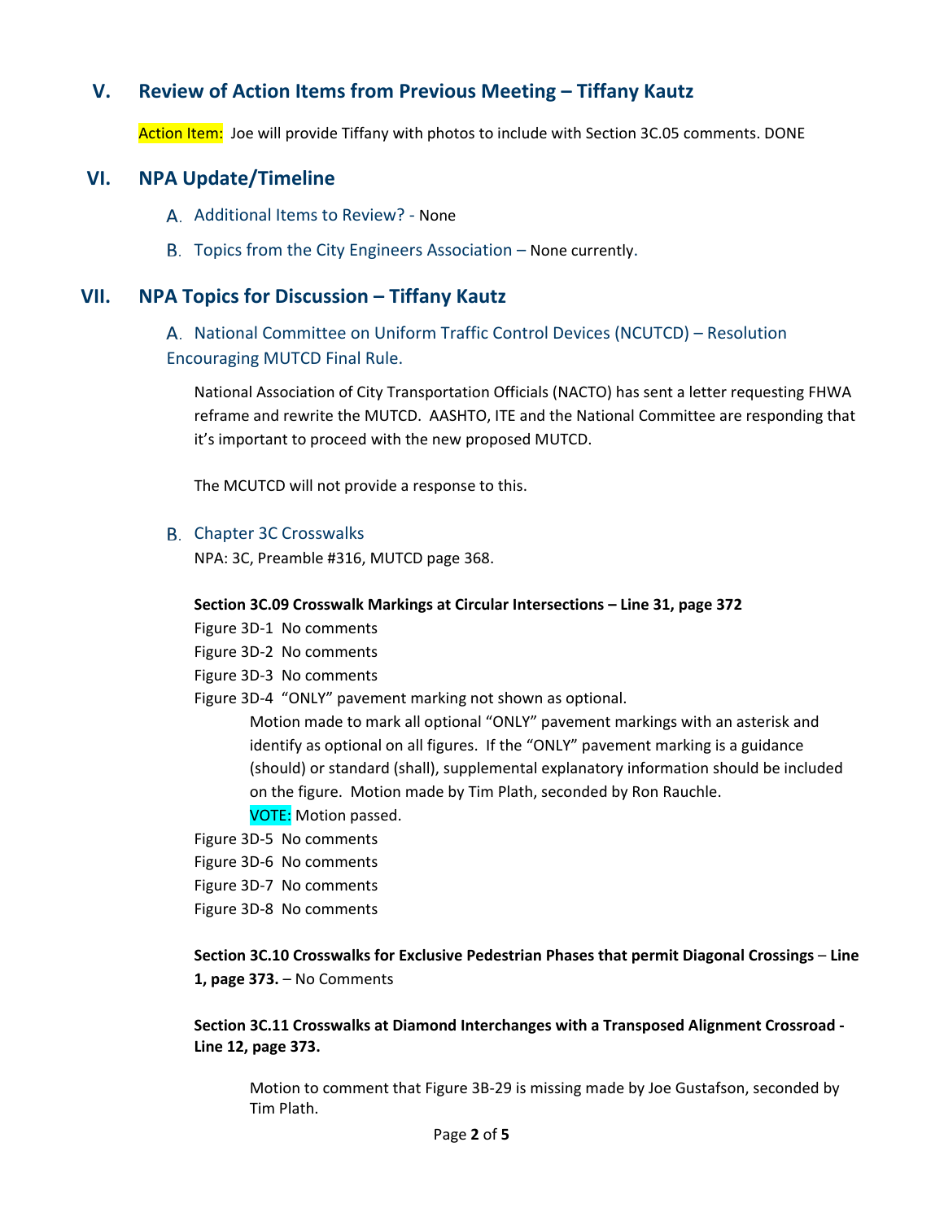## V. Review of Action Items from Previous Meeting – Tiffany Kautz

Action Item: Joe will provide Tiffany with photos to include with Section 3C.05 comments. DONE

## VI. NPA Update/Timeline

### A. Additional Items to Review? - None

### B. Topics from the City Engineers Association – None currently.

## VII. NPA Topics for Discussion – Tiffany Kautz

### A. National Committee on Uniform Traffic Control Devices (NCUTCD) – Resolution Encouraging MUTCD Final Rule.

National Association of City Transportation Officials (NACTO) has sent a letter requesting FHWA reframe and rewrite the MUTCD. AASHTO, ITE and the National Committee are responding that it's important to proceed with the new proposed MUTCD.

The MCUTCD will not provide a response to this.

### B. Chapter 3C Crosswalks

NPA: 3C, Preamble #316, MUTCD page 368.

**Section 3C.09 Crosswalk Markings at Circular Intersections – Line 31, page 372**

Figure 3D-1 No comments

Figure 3D-2 No comments

Figure 3D-3 No comments

Figure 3D-4 "ONLY" pavement marking not shown as optional.

> Motion made to mark all optional "ONLY" pavement markings with an asterisk and identify as optional on all figures. If the "ONLY" pavement marking is a guidance (should) or standard (shall), supplemental explanatory information should be included on the figure. Motion made by Tim Plath, seconded by Ron Rauchle.
>
> VOTE: Motion passed.

Figure 3D-5 No comments

Figure 3D-6 No comments

Figure 3D-7 No comments

Figure 3D-8 No comments

**Section 3C.10 Crosswalks for Exclusive Pedestrian Phases that permit Diagonal Crossings – Line 1, page 373.** – No Comments

**Section 3C.11 Crosswalks at Diamond Interchanges with a Transposed Alignment Crossroad - Line 12, page 373.**

> Motion to comment that Figure 3B-29 is missing made by Joe Gustafson, seconded by Tim Plath.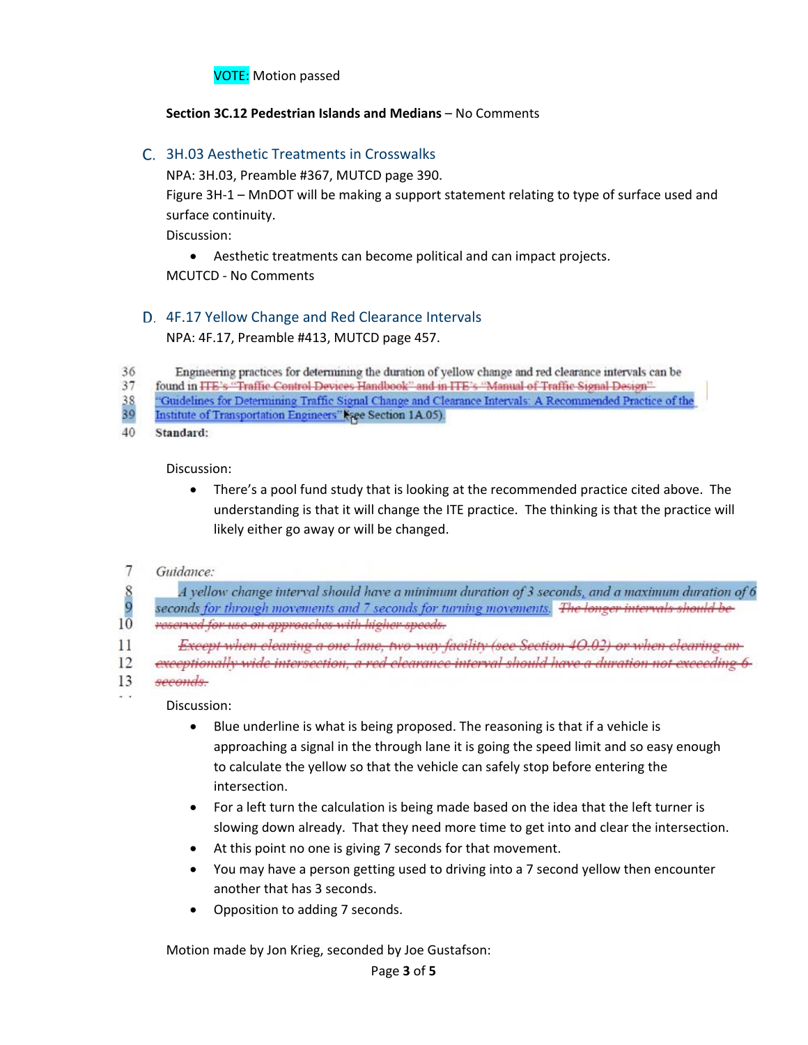VOTE: Motion passed

**Section 3C.12 Pedestrian Islands and Medians** – No Comments

### C. 3H.03 Aesthetic Treatments in Crosswalks

NPA: 3H.03, Preamble #367, MUTCD page 390.

Figure 3H-1 – MnDOT will be making a support statement relating to type of surface used and surface continuity.

Discussion:

- Aesthetic treatments can become political and can impact projects.

MCUTCD - No Comments

### D. 4F.17 Yellow Change and Red Clearance Intervals

NPA: 4F.17, Preamble #413, MUTCD page 457.

36 Engineering practices for determining the duration of yellow change and red clearance intervals can be
37 found in ~~ITE's "Traffic Control Devices Handbook" and in ITE's "Manual of Traffic Signal Design"~~
38 "Guidelines for Determining Traffic Signal Change and Clearance Intervals: A Recommended Practice of the
39 Institute of Transportation Engineers" (see Section 1A.05).
40 **Standard:**

Discussion:

- There's a pool fund study that is looking at the recommended practice cited above. The understanding is that it will change the ITE practice. The thinking is that the practice will likely either go away or will be changed.

7 *Guidance:*
8 *A yellow change interval should have a minimum duration of 3 seconds, and a maximum duration of 6*
9 *seconds for through movements and 7 seconds for turning movements.* ~~*The longer intervals should be*~~
10 ~~*reserved for use on approaches with higher speeds.*~~
11 ~~*Except when clearing a one-lane, two-way facility (see Section 4O.02) or when clearing an*~~
12 ~~*exceptionally wide intersection, a red clearance interval should have a duration not exceeding 6*~~
13 ~~*seconds.*~~

Discussion:

- Blue underline is what is being proposed. The reasoning is that if a vehicle is approaching a signal in the through lane it is going the speed limit and so easy enough to calculate the yellow so that the vehicle can safely stop before entering the intersection.
- For a left turn the calculation is being made based on the idea that the left turner is slowing down already. That they need more time to get into and clear the intersection.
- At this point no one is giving 7 seconds for that movement.
- You may have a person getting used to driving into a 7 second yellow then encounter another that has 3 seconds.
- Opposition to adding 7 seconds.

Motion made by Jon Krieg, seconded by Joe Gustafson: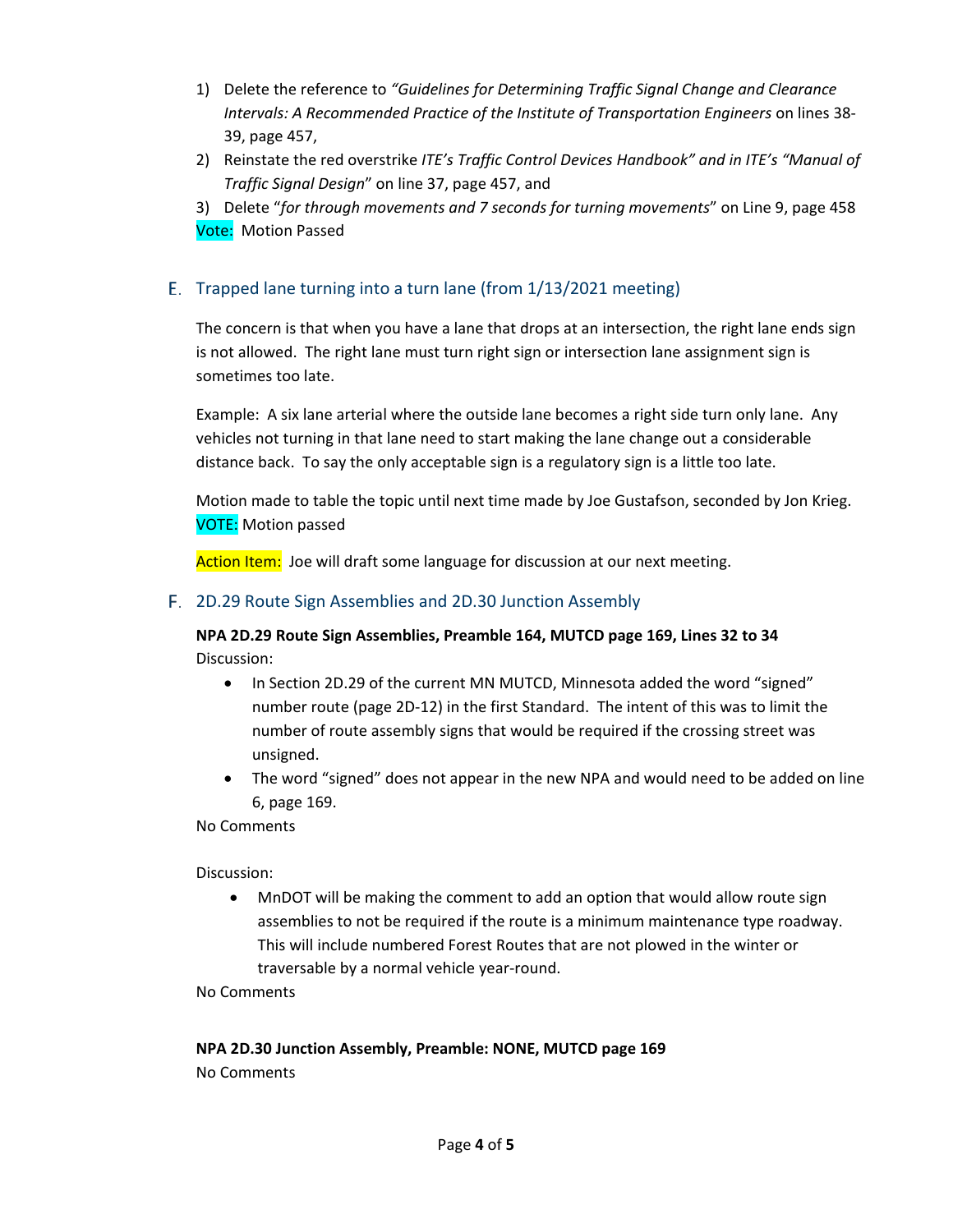1) Delete the reference to *"Guidelines for Determining Traffic Signal Change and Clearance Intervals: A Recommended Practice of the Institute of Transportation Engineers* on lines 38-39, page 457,
2) Reinstate the red overstrike *ITE's Traffic Control Devices Handbook" and in ITE's "Manual of Traffic Signal Design*" on line 37, page 457, and
3) Delete "*for through movements and 7 seconds for turning movements*" on Line 9, page 458

Vote: Motion Passed

## E. Trapped lane turning into a turn lane (from 1/13/2021 meeting)

The concern is that when you have a lane that drops at an intersection, the right lane ends sign is not allowed. The right lane must turn right sign or intersection lane assignment sign is sometimes too late.

Example: A six lane arterial where the outside lane becomes a right side turn only lane. Any vehicles not turning in that lane need to start making the lane change out a considerable distance back. To say the only acceptable sign is a regulatory sign is a little too late.

Motion made to table the topic until next time made by Joe Gustafson, seconded by Jon Krieg.
VOTE: Motion passed

Action Item: Joe will draft some language for discussion at our next meeting.

## F. 2D.29 Route Sign Assemblies and 2D.30 Junction Assembly

**NPA 2D.29 Route Sign Assemblies, Preamble 164, MUTCD page 169, Lines 32 to 34**

Discussion:

- In Section 2D.29 of the current MN MUTCD, Minnesota added the word "signed" number route (page 2D-12) in the first Standard. The intent of this was to limit the number of route assembly signs that would be required if the crossing street was unsigned.
- The word "signed" does not appear in the new NPA and would need to be added on line 6, page 169.

No Comments

Discussion:

- MnDOT will be making the comment to add an option that would allow route sign assemblies to not be required if the route is a minimum maintenance type roadway. This will include numbered Forest Routes that are not plowed in the winter or traversable by a normal vehicle year-round.

No Comments

**NPA 2D.30 Junction Assembly, Preamble: NONE, MUTCD page 169**

No Comments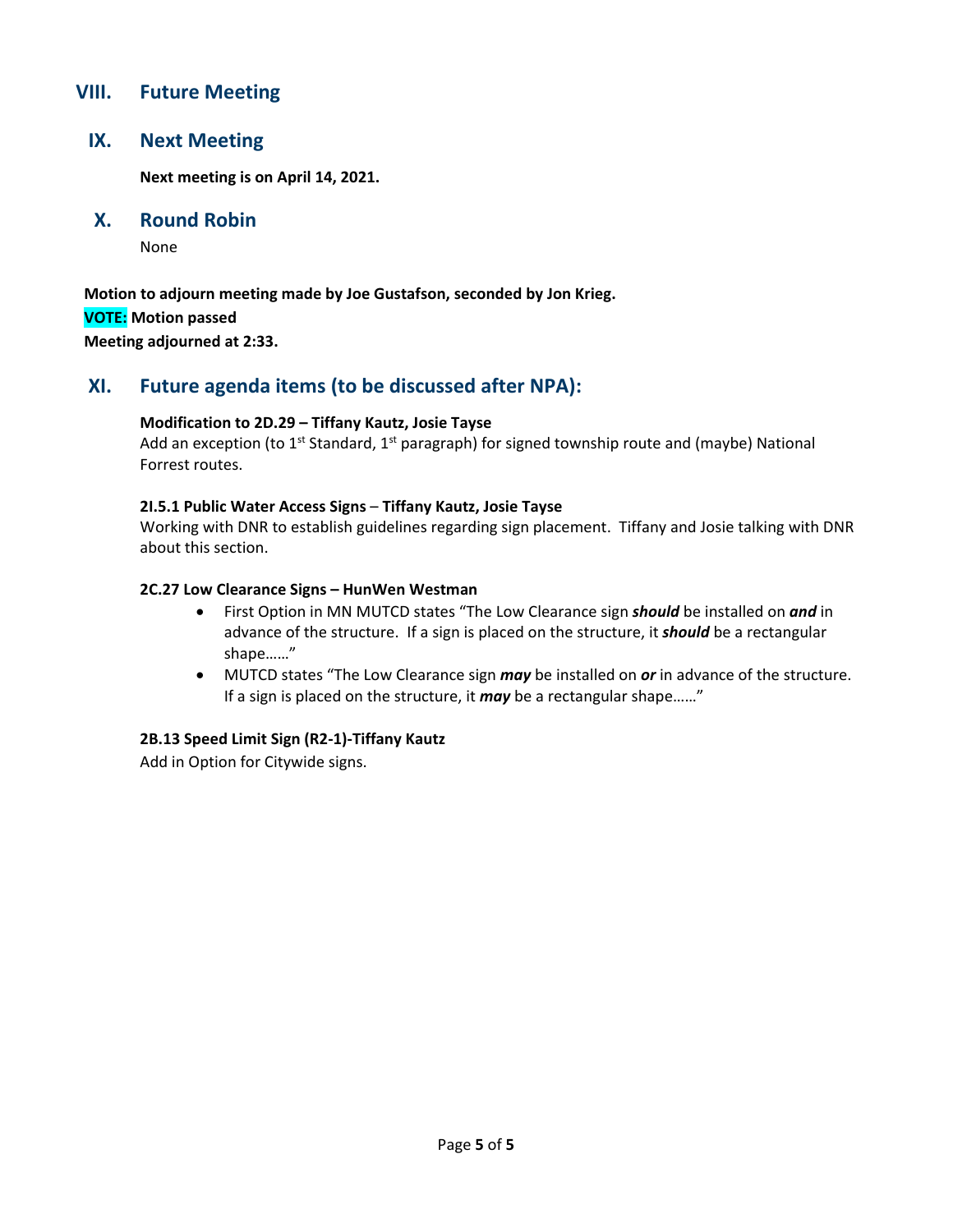## VIII. Future Meeting

## IX. Next Meeting

**Next meeting is on April 14, 2021.**

## X. Round Robin

None

**Motion to adjourn meeting made by Joe Gustafson, seconded by Jon Krieg.**

**VOTE: Motion passed**

**Meeting adjourned at 2:33.**

## XI. Future agenda items (to be discussed after NPA):

**Modification to 2D.29 – Tiffany Kautz, Josie Tayse**

Add an exception (to 1st Standard, 1st paragraph) for signed township route and (maybe) National Forrest routes.

**2I.5.1 Public Water Access Signs – Tiffany Kautz, Josie Tayse**

Working with DNR to establish guidelines regarding sign placement. Tiffany and Josie talking with DNR about this section.

**2C.27 Low Clearance Signs – HunWen Westman**

- First Option in MN MUTCD states "The Low Clearance sign ***should*** be installed on ***and*** in advance of the structure. If a sign is placed on the structure, it ***should*** be a rectangular shape……"
- MUTCD states "The Low Clearance sign ***may*** be installed on ***or*** in advance of the structure. If a sign is placed on the structure, it ***may*** be a rectangular shape……"

**2B.13 Speed Limit Sign (R2-1)-Tiffany Kautz**

Add in Option for Citywide signs.